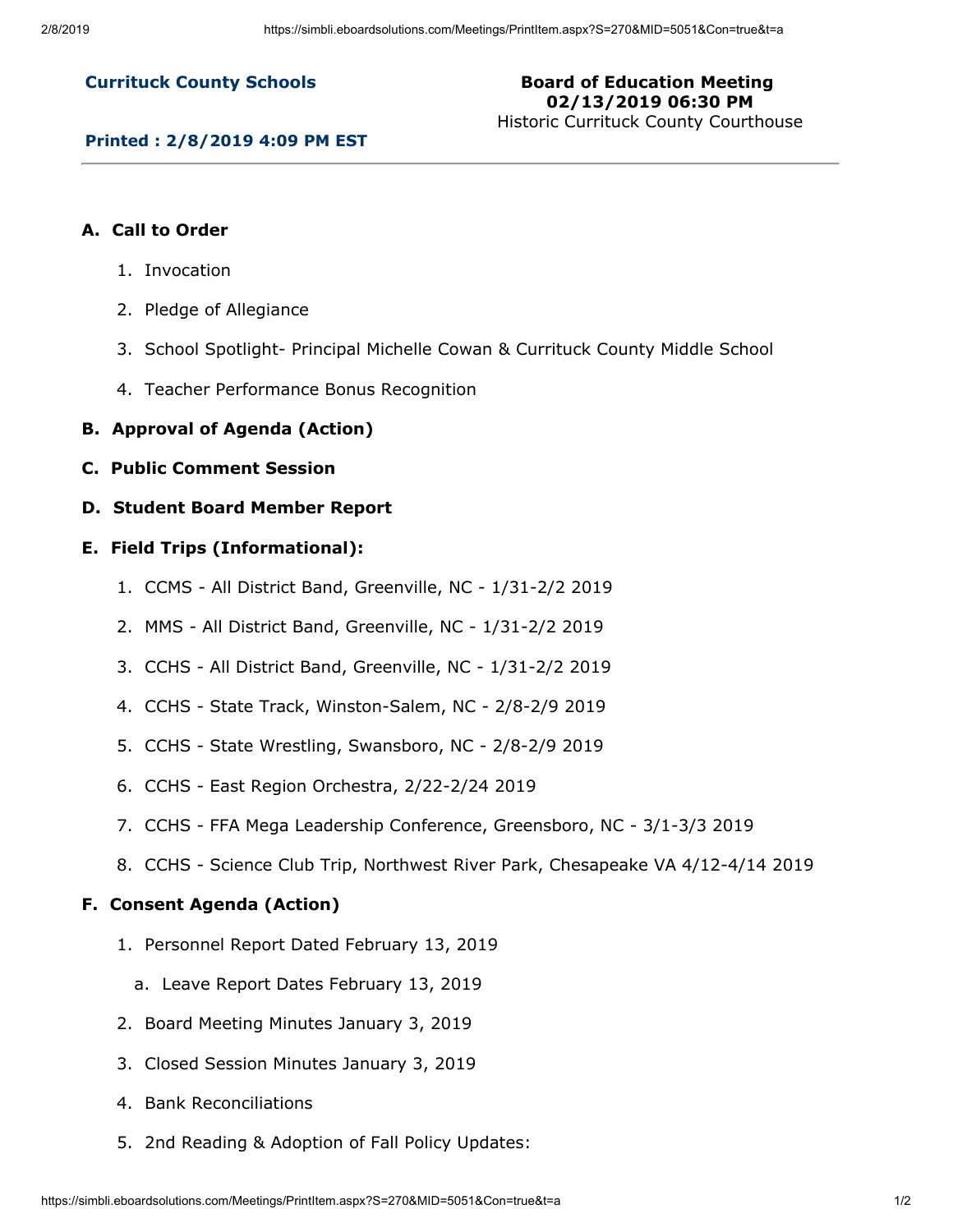**Currituck County Schools**

**Board of Education Meeting**
**02/13/2019 06:30 PM**
Historic Currituck County Courthouse

**Printed : 2/8/2019 4:09 PM EST**

---

**A. Call to Order**

1. Invocation
2. Pledge of Allegiance
3. School Spotlight- Principal Michelle Cowan & Currituck County Middle School
4. Teacher Performance Bonus Recognition

**B. Approval of Agenda (Action)**

**C. Public Comment Session**

**D. Student Board Member Report**

**E. Field Trips (Informational):**

1. CCMS - All District Band, Greenville, NC - 1/31-2/2 2019
2. MMS - All District Band, Greenville, NC - 1/31-2/2 2019
3. CCHS - All District Band, Greenville, NC - 1/31-2/2 2019
4. CCHS - State Track, Winston-Salem, NC - 2/8-2/9 2019
5. CCHS - State Wrestling, Swansboro, NC - 2/8-2/9 2019
6. CCHS - East Region Orchestra, 2/22-2/24 2019
7. CCHS - FFA Mega Leadership Conference, Greensboro, NC - 3/1-3/3 2019
8. CCHS - Science Club Trip, Northwest River Park, Chesapeake VA 4/12-4/14 2019

**F. Consent Agenda (Action)**

1. Personnel Report Dated February 13, 2019
   a. Leave Report Dates February 13, 2019
2. Board Meeting Minutes January 3, 2019
3. Closed Session Minutes January 3, 2019
4. Bank Reconciliations
5. 2nd Reading & Adoption of Fall Policy Updates: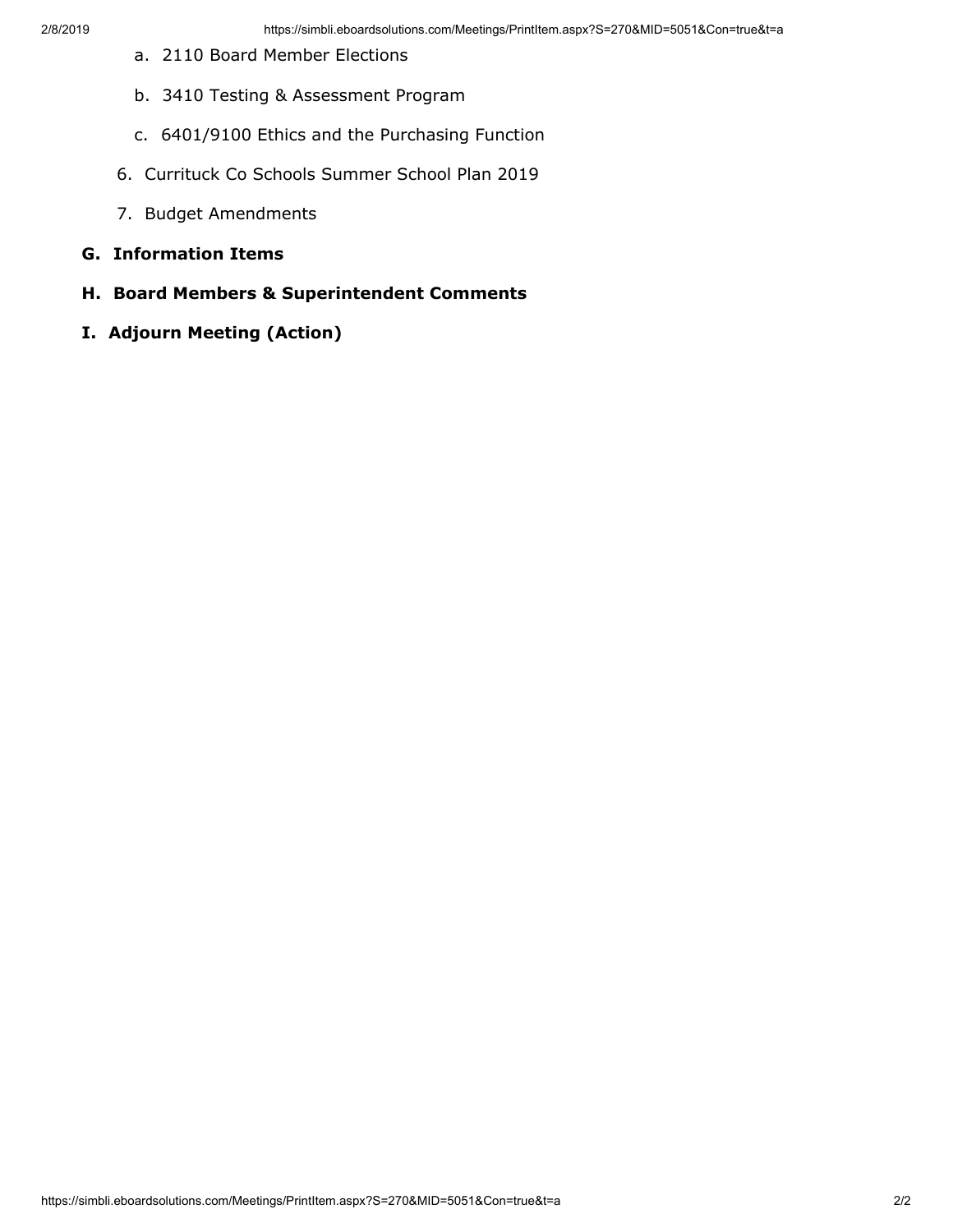a. 2110 Board Member Elections

b. 3410 Testing & Assessment Program

c. 6401/9100 Ethics and the Purchasing Function

6. Currituck Co Schools Summer School Plan 2019

7. Budget Amendments

**G. Information Items**

**H. Board Members & Superintendent Comments**

**I. Adjourn Meeting (Action)**